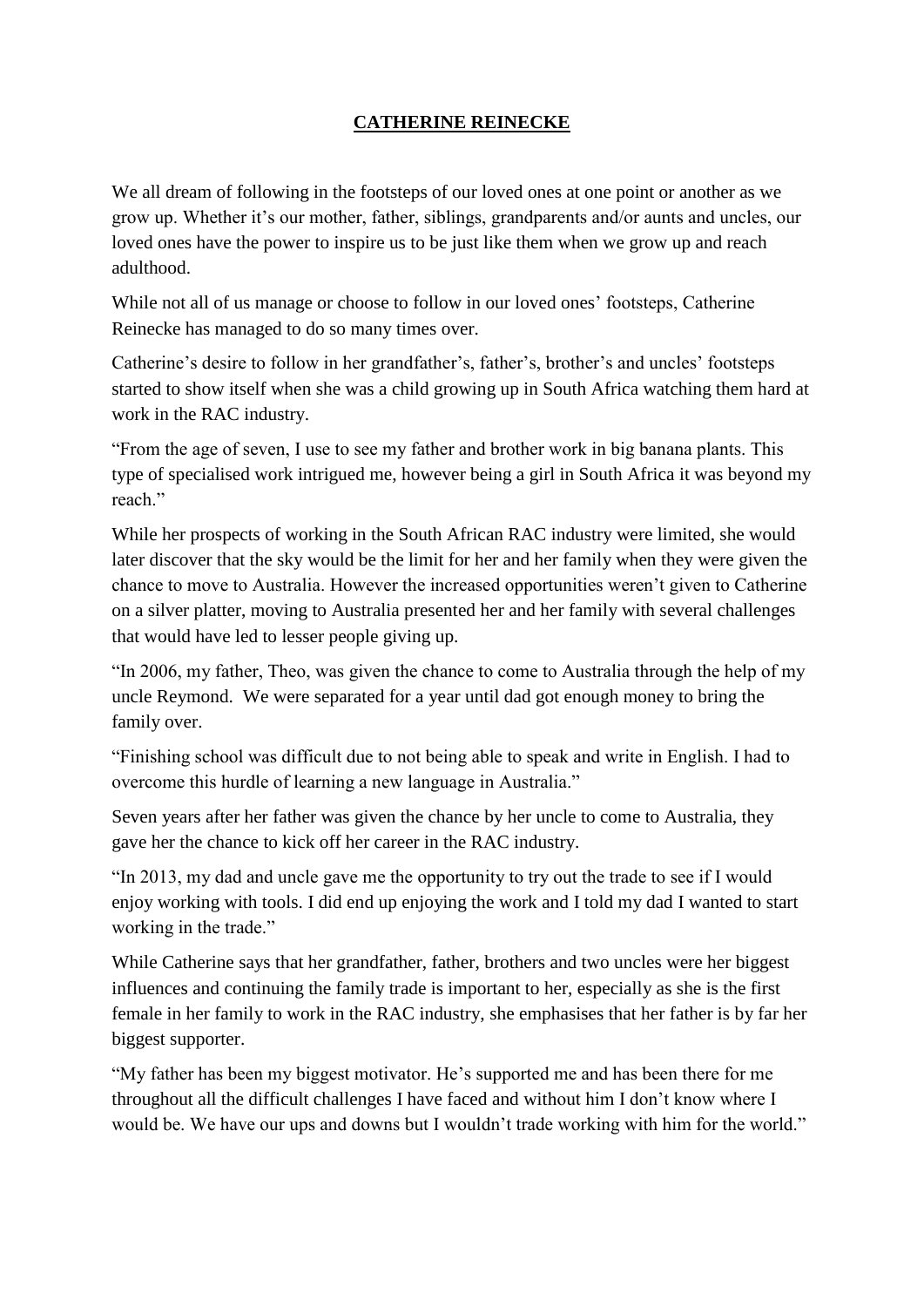# **CATHERINE REINECKE**

We all dream of following in the footsteps of our loved ones at one point or another as we grow up. Whether it's our mother, father, siblings, grandparents and/or aunts and uncles, our loved ones have the power to inspire us to be just like them when we grow up and reach adulthood.

While not all of us manage or choose to follow in our loved ones' footsteps, Catherine Reinecke has managed to do so many times over.

Catherine's desire to follow in her grandfather's, father's, brother's and uncles' footsteps started to show itself when she was a child growing up in South Africa watching them hard at work in the RAC industry.

"From the age of seven, I use to see my father and brother work in big banana plants. This type of specialised work intrigued me, however being a girl in South Africa it was beyond my reach."

While her prospects of working in the South African RAC industry were limited, she would later discover that the sky would be the limit for her and her family when they were given the chance to move to Australia. However the increased opportunities weren't given to Catherine on a silver platter, moving to Australia presented her and her family with several challenges that would have led to lesser people giving up.

"In 2006, my father, Theo, was given the chance to come to Australia through the help of my uncle Reymond. We were separated for a year until dad got enough money to bring the family over.

"Finishing school was difficult due to not being able to speak and write in English. I had to overcome this hurdle of learning a new language in Australia."

Seven years after her father was given the chance by her uncle to come to Australia, they gave her the chance to kick off her career in the RAC industry.

"In 2013, my dad and uncle gave me the opportunity to try out the trade to see if I would enjoy working with tools. I did end up enjoying the work and I told my dad I wanted to start working in the trade."

While Catherine says that her grandfather, father, brothers and two uncles were her biggest influences and continuing the family trade is important to her, especially as she is the first female in her family to work in the RAC industry, she emphasises that her father is by far her biggest supporter.

"My father has been my biggest motivator. He's supported me and has been there for me throughout all the difficult challenges I have faced and without him I don't know where I would be. We have our ups and downs but I wouldn't trade working with him for the world."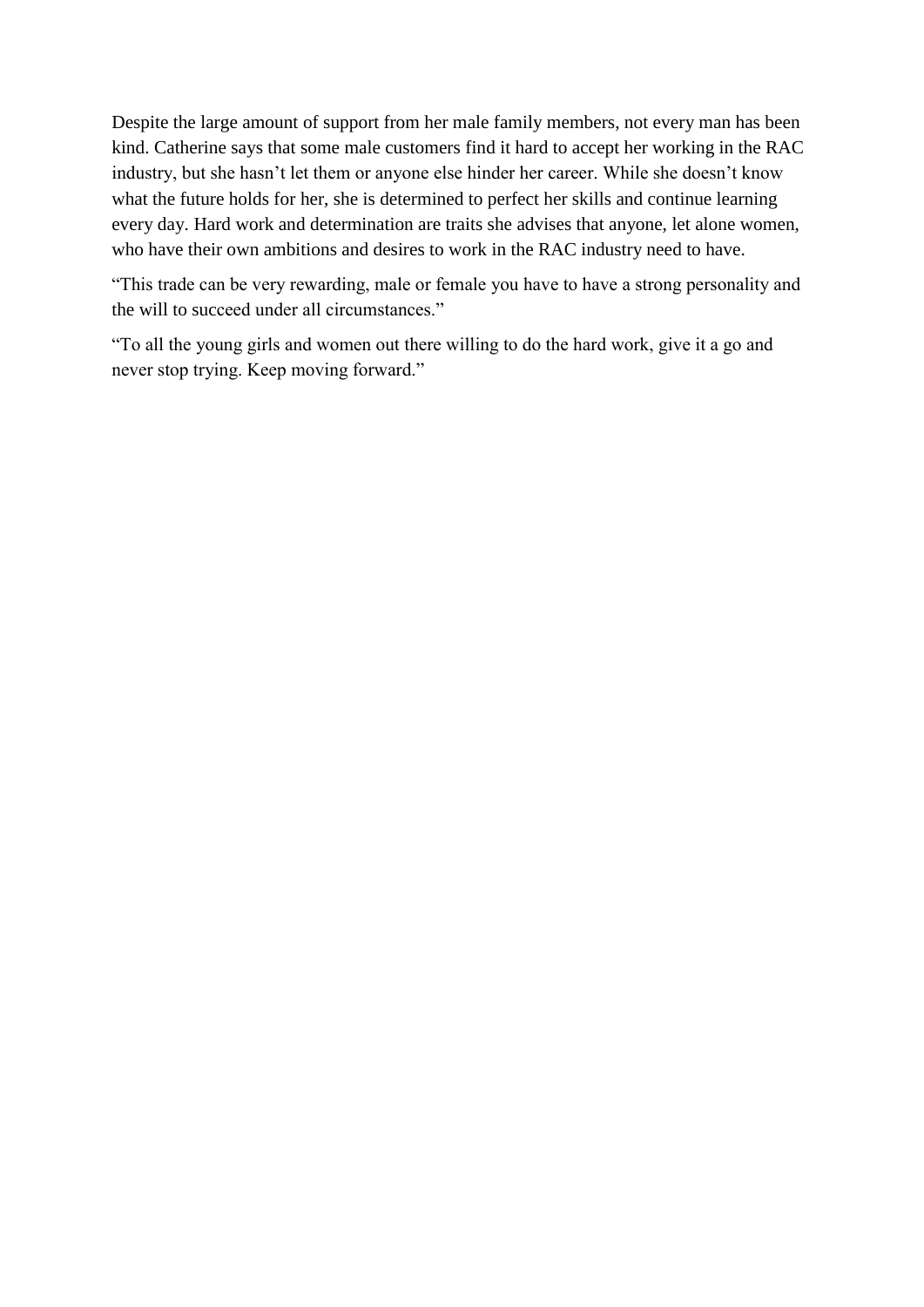Despite the large amount of support from her male family members, not every man has been kind. Catherine says that some male customers find it hard to accept her working in the RAC industry, but she hasn't let them or anyone else hinder her career. While she doesn't know what the future holds for her, she is determined to perfect her skills and continue learning every day. Hard work and determination are traits she advises that anyone, let alone women, who have their own ambitions and desires to work in the RAC industry need to have.

"This trade can be very rewarding, male or female you have to have a strong personality and the will to succeed under all circumstances."

"To all the young girls and women out there willing to do the hard work, give it a go and never stop trying. Keep moving forward."